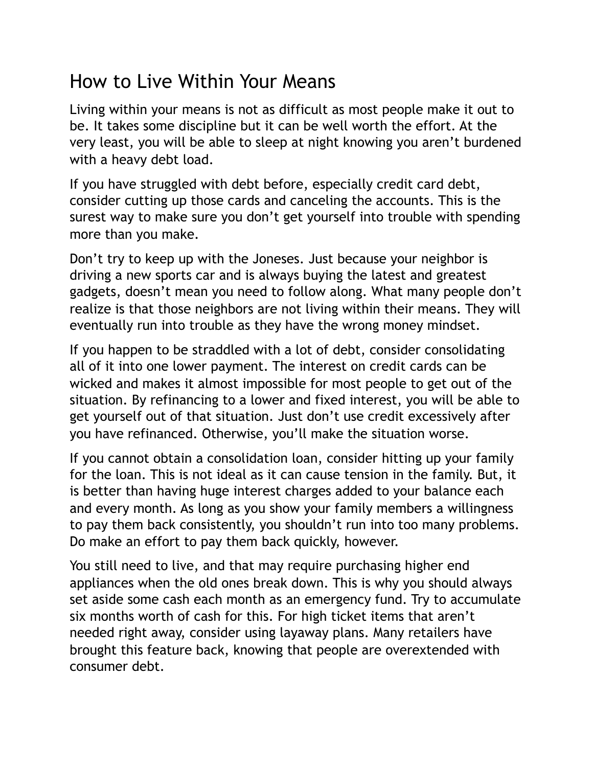# How to Live Within Your Means

Living within your means is not as difficult as most people make it out to be. It takes some discipline but it can be well worth the effort. At the very least, you will be able to sleep at night knowing you aren't burdened with a heavy debt load.

If you have struggled with debt before, especially credit card debt, consider cutting up those cards and canceling the accounts. This is the surest way to make sure you don't get yourself into trouble with spending more than you make.

Don't try to keep up with the Joneses. Just because your neighbor is driving a new sports car and is always buying the latest and greatest gadgets, doesn't mean you need to follow along. What many people don't realize is that those neighbors are not living within their means. They will eventually run into trouble as they have the wrong money mindset.

If you happen to be straddled with a lot of debt, consider consolidating all of it into one lower payment. The interest on credit cards can be wicked and makes it almost impossible for most people to get out of the situation. By refinancing to a lower and fixed interest, you will be able to get yourself out of that situation. Just don't use credit excessively after you have refinanced. Otherwise, you'll make the situation worse.

If you cannot obtain a consolidation loan, consider hitting up your family for the loan. This is not ideal as it can cause tension in the family. But, it is better than having huge interest charges added to your balance each and every month. As long as you show your family members a willingness to pay them back consistently, you shouldn't run into too many problems. Do make an effort to pay them back quickly, however.

You still need to live, and that may require purchasing higher end appliances when the old ones break down. This is why you should always set aside some cash each month as an emergency fund. Try to accumulate six months worth of cash for this. For high ticket items that aren't needed right away, consider using layaway plans. Many retailers have brought this feature back, knowing that people are overextended with consumer debt.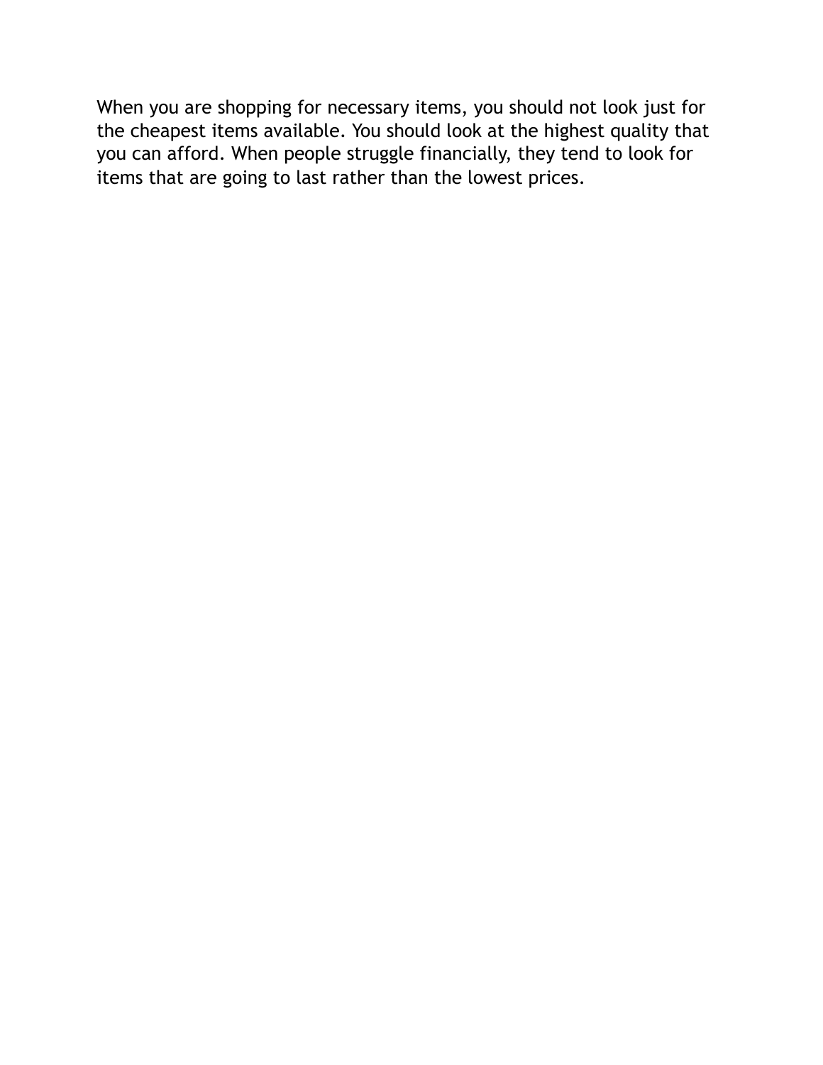When you are shopping for necessary items, you should not look just for the cheapest items available. You should look at the highest quality that you can afford. When people struggle financially, they tend to look for items that are going to last rather than the lowest prices.